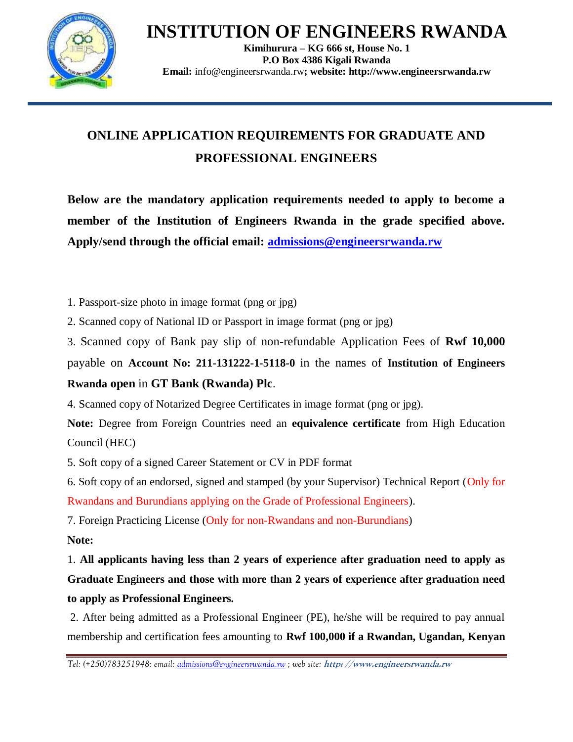# INSTITUTION OF ENGINEERS RWANDA

**Kimihurura – KG 666 st, House No. 1**
**P.O Box 4386 Kigali Rwanda**
**Email:** info@engineersrwanda.rw**; website: http://www.engineersrwanda.rw**

## ONLINE APPLICATION REQUIREMENTS FOR GRADUATE AND PROFESSIONAL ENGINEERS

**Below are the mandatory application requirements needed to apply to become a member of the Institution of Engineers Rwanda in the grade specified above. Apply/send through the official email: admissions@engineersrwanda.rw**

1. Passport-size photo in image format (png or jpg)
2. Scanned copy of National ID or Passport in image format (png or jpg)
3. Scanned copy of Bank pay slip of non-refundable Application Fees of **Rwf 10,000** payable on **Account No: 211-131222-1-5118-0** in the names of **Institution of Engineers Rwanda open** in **GT Bank (Rwanda) Plc**.
4. Scanned copy of Notarized Degree Certificates in image format (png or jpg).
   **Note:** Degree from Foreign Countries need an **equivalence certificate** from High Education Council (HEC)
5. Soft copy of a signed Career Statement or CV in PDF format
6. Soft copy of an endorsed, signed and stamped (by your Supervisor) Technical Report (Only for Rwandans and Burundians applying on the Grade of Professional Engineers).
7. Foreign Practicing License (Only for non-Rwandans and non-Burundians)

**Note:**

1. **All applicants having less than 2 years of experience after graduation need to apply as Graduate Engineers and those with more than 2 years of experience after graduation need to apply as Professional Engineers.**
2. After being admitted as a Professional Engineer (PE), he/she will be required to pay annual membership and certification fees amounting to **Rwf 100,000 if a Rwandan, Ugandan, Kenyan**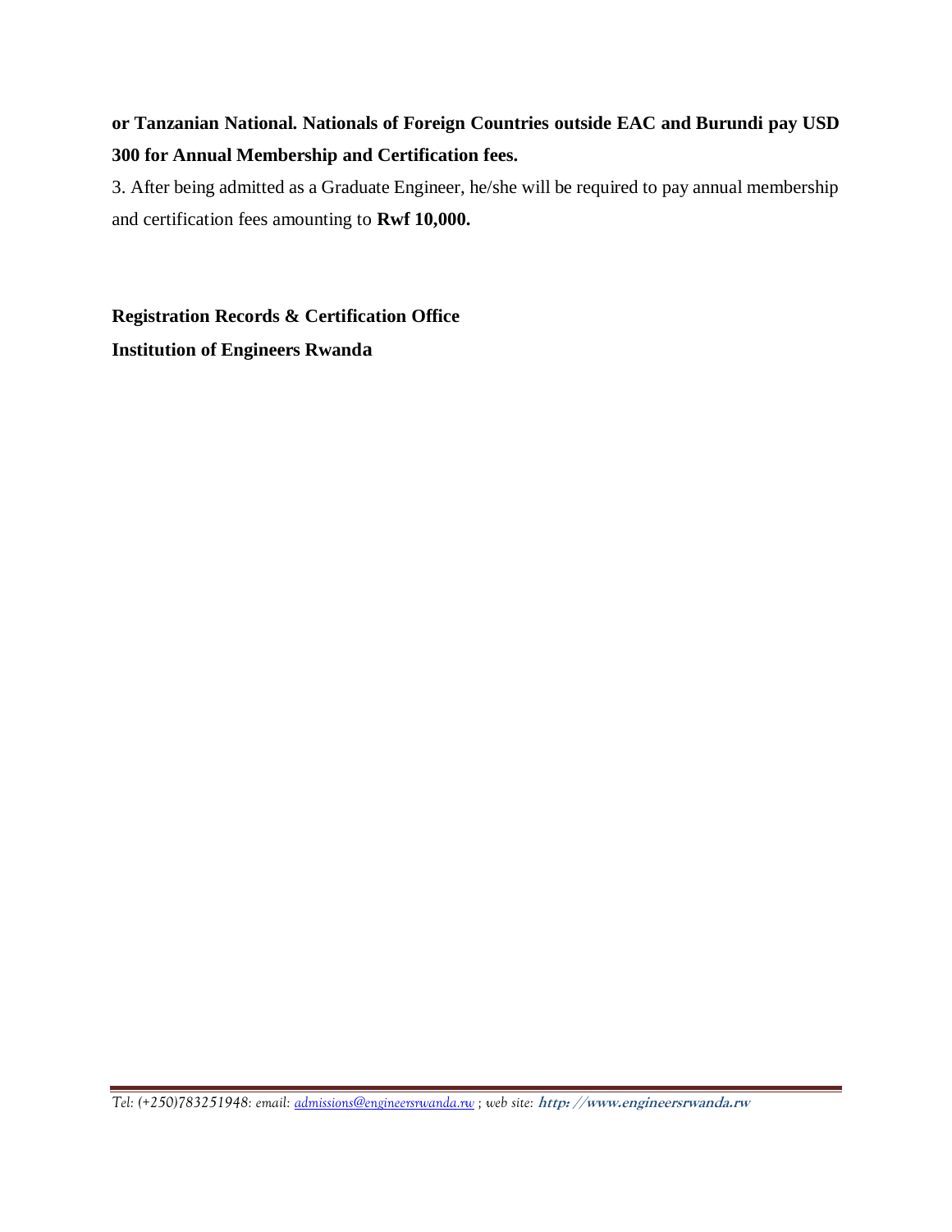**or Tanzanian National. Nationals of Foreign Countries outside EAC and Burundi pay USD 300 for Annual Membership and Certification fees.**

3. After being admitted as a Graduate Engineer, he/she will be required to pay annual membership and certification fees amounting to **Rwf 10,000.**

**Registration Records & Certification Office**

**Institution of Engineers Rwanda**